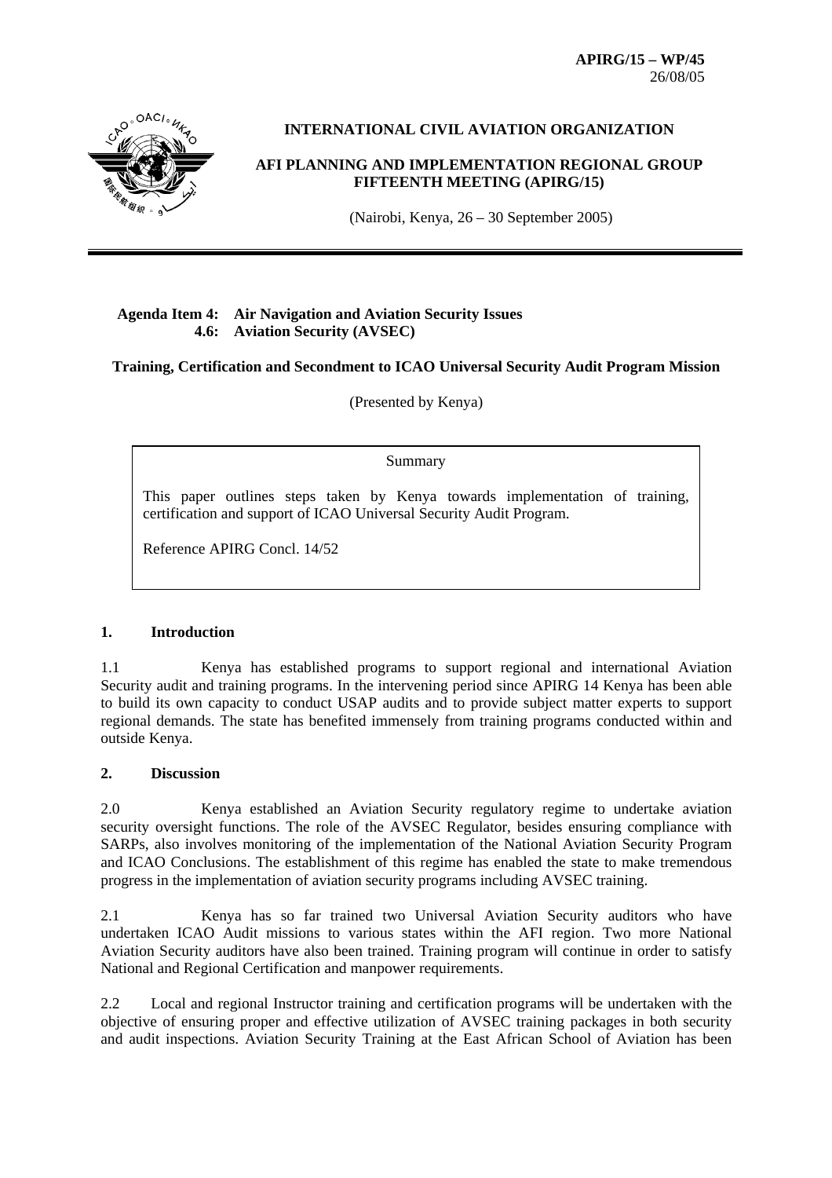**APIRG/15 – WP/45**
26/08/05

**INTERNATIONAL CIVIL AVIATION ORGANIZATION**

**AFI PLANNING AND IMPLEMENTATION REGIONAL GROUP FIFTEENTH MEETING (APIRG/15)**

(Nairobi, Kenya, 26 – 30 September 2005)

---

**Agenda Item 4: Air Navigation and Aviation Security Issues**
**4.6: Aviation Security (AVSEC)**

**Training, Certification and Secondment to ICAO Universal Security Audit Program Mission**

(Presented by Kenya)

> Summary
>
> This paper outlines steps taken by Kenya towards implementation of training, certification and support of ICAO Universal Security Audit Program.
>
> Reference APIRG Concl. 14/52

## 1. Introduction

1.1 Kenya has established programs to support regional and international Aviation Security audit and training programs. In the intervening period since APIRG 14 Kenya has been able to build its own capacity to conduct USAP audits and to provide subject matter experts to support regional demands. The state has benefited immensely from training programs conducted within and outside Kenya.

## 2. Discussion

2.0 Kenya established an Aviation Security regulatory regime to undertake aviation security oversight functions. The role of the AVSEC Regulator, besides ensuring compliance with SARPs, also involves monitoring of the implementation of the National Aviation Security Program and ICAO Conclusions. The establishment of this regime has enabled the state to make tremendous progress in the implementation of aviation security programs including AVSEC training.

2.1 Kenya has so far trained two Universal Aviation Security auditors who have undertaken ICAO Audit missions to various states within the AFI region. Two more National Aviation Security auditors have also been trained. Training program will continue in order to satisfy National and Regional Certification and manpower requirements.

2.2 Local and regional Instructor training and certification programs will be undertaken with the objective of ensuring proper and effective utilization of AVSEC training packages in both security and audit inspections. Aviation Security Training at the East African School of Aviation has been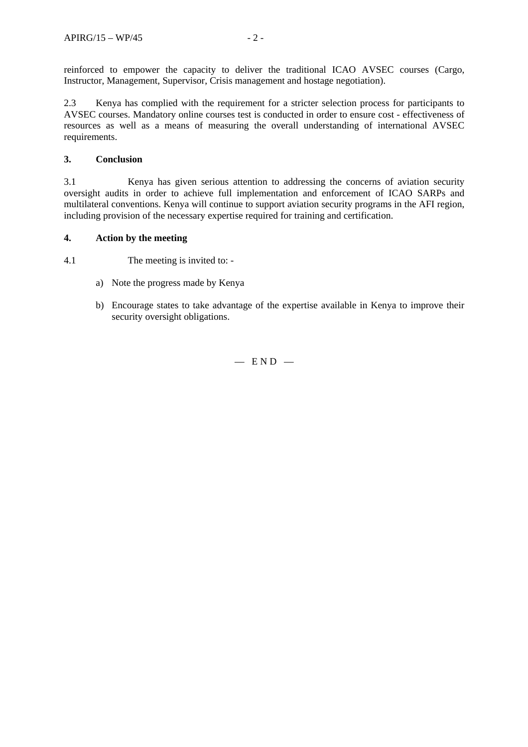reinforced to empower the capacity to deliver the traditional ICAO AVSEC courses (Cargo, Instructor, Management, Supervisor, Crisis management and hostage negotiation).

2.3 Kenya has complied with the requirement for a stricter selection process for participants to AVSEC courses. Mandatory online courses test is conducted in order to ensure cost - effectiveness of resources as well as a means of measuring the overall understanding of international AVSEC requirements.

## 3. Conclusion

3.1 Kenya has given serious attention to addressing the concerns of aviation security oversight audits in order to achieve full implementation and enforcement of ICAO SARPs and multilateral conventions. Kenya will continue to support aviation security programs in the AFI region, including provision of the necessary expertise required for training and certification.

## 4. Action by the meeting

4.1 The meeting is invited to: -

a) Note the progress made by Kenya

b) Encourage states to take advantage of the expertise available in Kenya to improve their security oversight obligations.

— E N D —